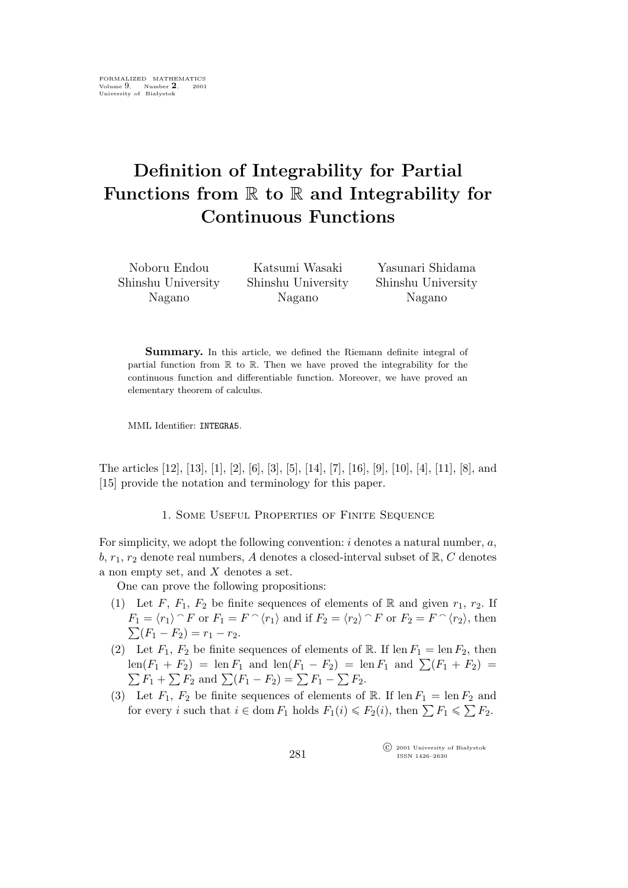# Definition of Integrability for Partial Functions from $\mathbb{R}$ to $\mathbb{R}$ and Integrability for Continuous Functions

Noboru Endou
Shinshu University
Nagano

Katsumi Wasaki
Shinshu University
Nagano

Yasunari Shidama
Shinshu University
Nagano

**Summary.** In this article, we defined the Riemann definite integral of partial function from $\mathbb{R}$ to $\mathbb{R}$. Then we have proved the integrability for the continuous function and differentiable function. Moreover, we have proved an elementary theorem of calculus.

MML Identifier: `INTEGRA5`.

The articles [12], [13], [1], [2], [6], [3], [5], [14], [7], [16], [9], [10], [4], [11], [8], and [15] provide the notation and terminology for this paper.

## 1. Some Useful Properties of Finite Sequence

For simplicity, we adopt the following convention: $i$ denotes a natural number, $a$, $b$, $r_1$, $r_2$ denote real numbers, $A$ denotes a closed-interval subset of $\mathbb{R}$, $C$ denotes a non empty set, and $X$ denotes a set.

One can prove the following propositions:

(1) Let $F$, $F_1$, $F_2$ be finite sequences of elements of $\mathbb{R}$ and given $r_1$, $r_2$. If $F_1 = \langle r_1 \rangle \mathbin{^\frown} F$ or $F_1 = F \mathbin{^\frown} \langle r_1 \rangle$ and if $F_2 = \langle r_2 \rangle \mathbin{^\frown} F$ or $F_2 = F \mathbin{^\frown} \langle r_2 \rangle$, then $\sum (F_1 - F_2) = r_1 - r_2$.

(2) Let $F_1$, $F_2$ be finite sequences of elements of $\mathbb{R}$. If $\operatorname{len} F_1 = \operatorname{len} F_2$, then $\operatorname{len}(F_1 + F_2) = \operatorname{len} F_1$ and $\operatorname{len}(F_1 - F_2) = \operatorname{len} F_1$ and $\sum (F_1 + F_2) = \sum F_1 + \sum F_2$ and $\sum (F_1 - F_2) = \sum F_1 - \sum F_2$.

(3) Let $F_1$, $F_2$ be finite sequences of elements of $\mathbb{R}$. If $\operatorname{len} F_1 = \operatorname{len} F_2$ and for every $i$ such that $i \in \operatorname{dom} F_1$ holds $F_1(i) \leqslant F_2(i)$, then $\sum F_1 \leqslant \sum F_2$.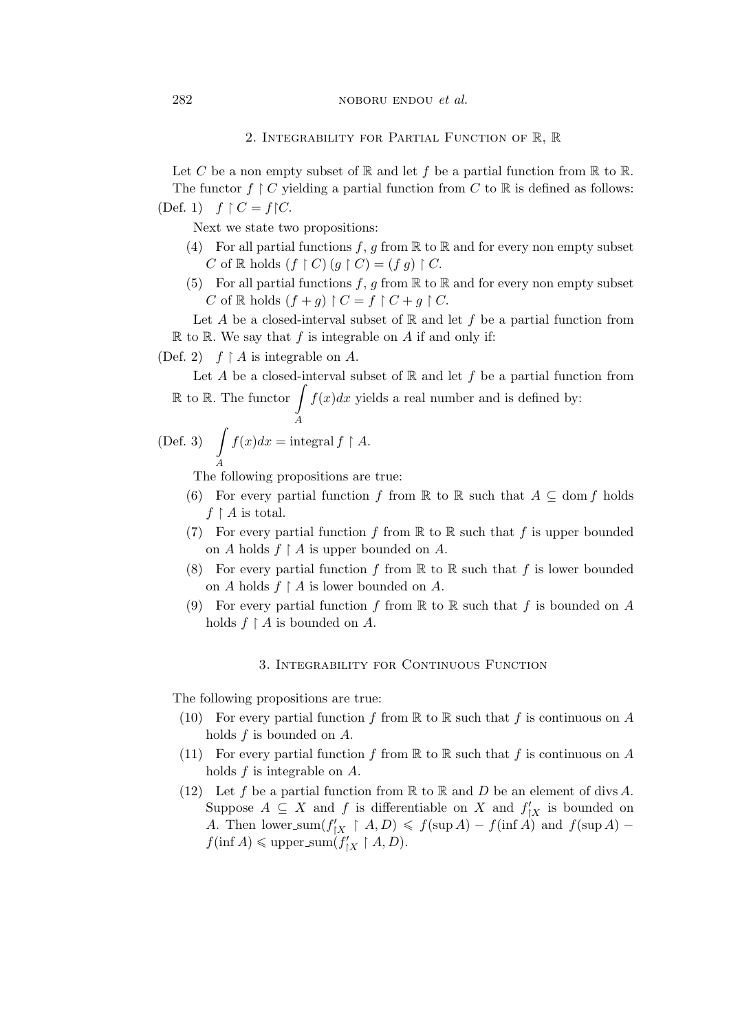## 2. Integrability for Partial Function of $\mathbb{R}$, $\mathbb{R}$

Let $C$ be a non empty subset of $\mathbb{R}$ and let $f$ be a partial function from $\mathbb{R}$ to $\mathbb{R}$. The functor $f \upharpoonright C$ yielding a partial function from $C$ to $\mathbb{R}$ is defined as follows:

(Def. 1) $f \upharpoonright C = f{\restriction}C$.

Next we state two propositions:

(4) For all partial functions $f$, $g$ from $\mathbb{R}$ to $\mathbb{R}$ and for every non empty subset $C$ of $\mathbb{R}$ holds $(f \upharpoonright C)\,(g \upharpoonright C) = (f\,g) \upharpoonright C$.

(5) For all partial functions $f$, $g$ from $\mathbb{R}$ to $\mathbb{R}$ and for every non empty subset $C$ of $\mathbb{R}$ holds $(f + g) \upharpoonright C = f \upharpoonright C + g \upharpoonright C$.

Let $A$ be a closed-interval subset of $\mathbb{R}$ and let $f$ be a partial function from $\mathbb{R}$ to $\mathbb{R}$. We say that $f$ is integrable on $A$ if and only if:

(Def. 2) $f \upharpoonright A$ is integrable on $A$.

Let $A$ be a closed-interval subset of $\mathbb{R}$ and let $f$ be a partial function from $\mathbb{R}$ to $\mathbb{R}$. The functor $\int\limits_A f(x)dx$ yields a real number and is defined by:

(Def. 3) $\int\limits_A f(x)dx = \text{integral}\, f \upharpoonright A$.

The following propositions are true:

(6) For every partial function $f$ from $\mathbb{R}$ to $\mathbb{R}$ such that $A \subseteq \operatorname{dom} f$ holds $f \upharpoonright A$ is total.

(7) For every partial function $f$ from $\mathbb{R}$ to $\mathbb{R}$ such that $f$ is upper bounded on $A$ holds $f \upharpoonright A$ is upper bounded on $A$.

(8) For every partial function $f$ from $\mathbb{R}$ to $\mathbb{R}$ such that $f$ is lower bounded on $A$ holds $f \upharpoonright A$ is lower bounded on $A$.

(9) For every partial function $f$ from $\mathbb{R}$ to $\mathbb{R}$ such that $f$ is bounded on $A$ holds $f \upharpoonright A$ is bounded on $A$.

## 3. Integrability for Continuous Function

The following propositions are true:

(10) For every partial function $f$ from $\mathbb{R}$ to $\mathbb{R}$ such that $f$ is continuous on $A$ holds $f$ is bounded on $A$.

(11) For every partial function $f$ from $\mathbb{R}$ to $\mathbb{R}$ such that $f$ is continuous on $A$ holds $f$ is integrable on $A$.

(12) Let $f$ be a partial function from $\mathbb{R}$ to $\mathbb{R}$ and $D$ be an element of $\operatorname{divs} A$. Suppose $A \subseteq X$ and $f$ is differentiable on $X$ and $f'_{\restriction X}$ is bounded on $A$. Then $\text{lower\_sum}(f'_{\restriction X} \upharpoonright A, D) \leqslant f(\sup A) - f(\inf A)$ and $f(\sup A) - f(\inf A) \leqslant \text{upper\_sum}(f'_{\restriction X} \upharpoonright A, D)$.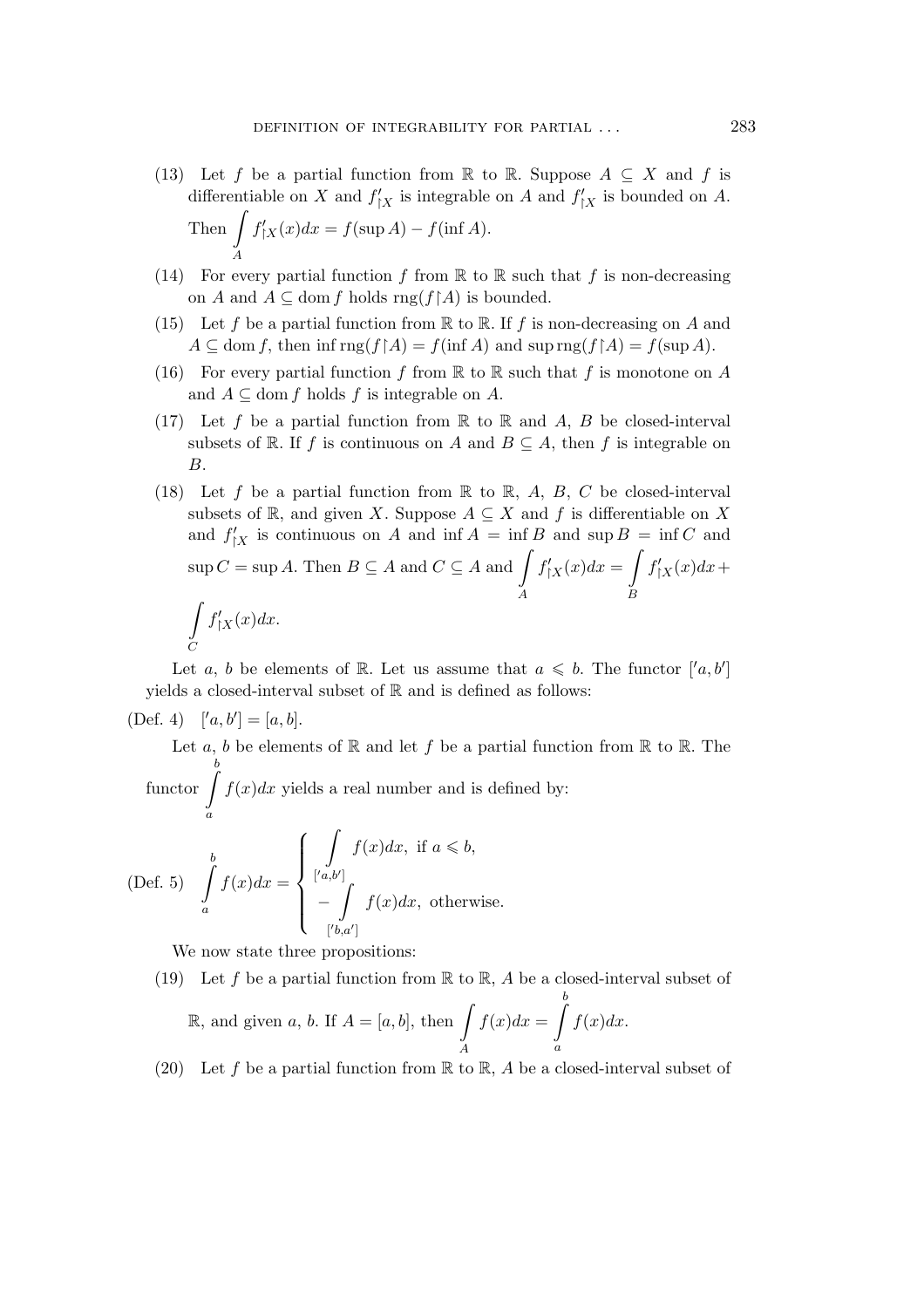(13) Let $f$ be a partial function from $\mathbb{R}$ to $\mathbb{R}$. Suppose $A \subseteq X$ and $f$ is differentiable on $X$ and $f'_{\restriction X}$ is integrable on $A$ and $f'_{\restriction X}$ is bounded on $A$. Then $\int\limits_{A} f'_{\restriction X}(x)dx = f(\sup A) - f(\inf A)$.

(14) For every partial function $f$ from $\mathbb{R}$ to $\mathbb{R}$ such that $f$ is non-decreasing on $A$ and $A \subseteq \operatorname{dom} f$ holds $\operatorname{rng}(f \restriction A)$ is bounded.

(15) Let $f$ be a partial function from $\mathbb{R}$ to $\mathbb{R}$. If $f$ is non-decreasing on $A$ and $A \subseteq \operatorname{dom} f$, then $\inf \operatorname{rng}(f \restriction A) = f(\inf A)$ and $\sup \operatorname{rng}(f \restriction A) = f(\sup A)$.

(16) For every partial function $f$ from $\mathbb{R}$ to $\mathbb{R}$ such that $f$ is monotone on $A$ and $A \subseteq \operatorname{dom} f$ holds $f$ is integrable on $A$.

(17) Let $f$ be a partial function from $\mathbb{R}$ to $\mathbb{R}$ and $A$, $B$ be closed-interval subsets of $\mathbb{R}$. If $f$ is continuous on $A$ and $B \subseteq A$, then $f$ is integrable on $B$.

(18) Let $f$ be a partial function from $\mathbb{R}$ to $\mathbb{R}$, $A$, $B$, $C$ be closed-interval subsets of $\mathbb{R}$, and given $X$. Suppose $A \subseteq X$ and $f$ is differentiable on $X$ and $f'_{\restriction X}$ is continuous on $A$ and $\inf A = \inf B$ and $\sup B = \inf C$ and $\sup C = \sup A$. Then $B \subseteq A$ and $C \subseteq A$ and $\int\limits_{A} f'_{\restriction X}(x)dx = \int\limits_{B} f'_{\restriction X}(x)dx + \int\limits_{C} f'_{\restriction X}(x)dx$.

Let $a$, $b$ be elements of $\mathbb{R}$. Let us assume that $a \leqslant b$. The functor $['a, b']$ yields a closed-interval subset of $\mathbb{R}$ and is defined as follows:

(Def. 4) $['a, b'] = [a, b]$.

Let $a$, $b$ be elements of $\mathbb{R}$ and let $f$ be a partial function from $\mathbb{R}$ to $\mathbb{R}$. The functor $\int\limits_{a}^{b} f(x)dx$ yields a real number and is defined by:

(Def. 5) $$\int\limits_{a}^{b} f(x)dx = \begin{cases} \int\limits_{['a,b']} f(x)dx, & \text{if } a \leqslant b, \\ -\int\limits_{['b,a']} f(x)dx, & \text{otherwise.} \end{cases}$$

We now state three propositions:

(19) Let $f$ be a partial function from $\mathbb{R}$ to $\mathbb{R}$, $A$ be a closed-interval subset of $\mathbb{R}$, and given $a$, $b$. If $A = [a, b]$, then $\int\limits_{A} f(x)dx = \int\limits_{a}^{b} f(x)dx$.

(20) Let $f$ be a partial function from $\mathbb{R}$ to $\mathbb{R}$, $A$ be a closed-interval subset of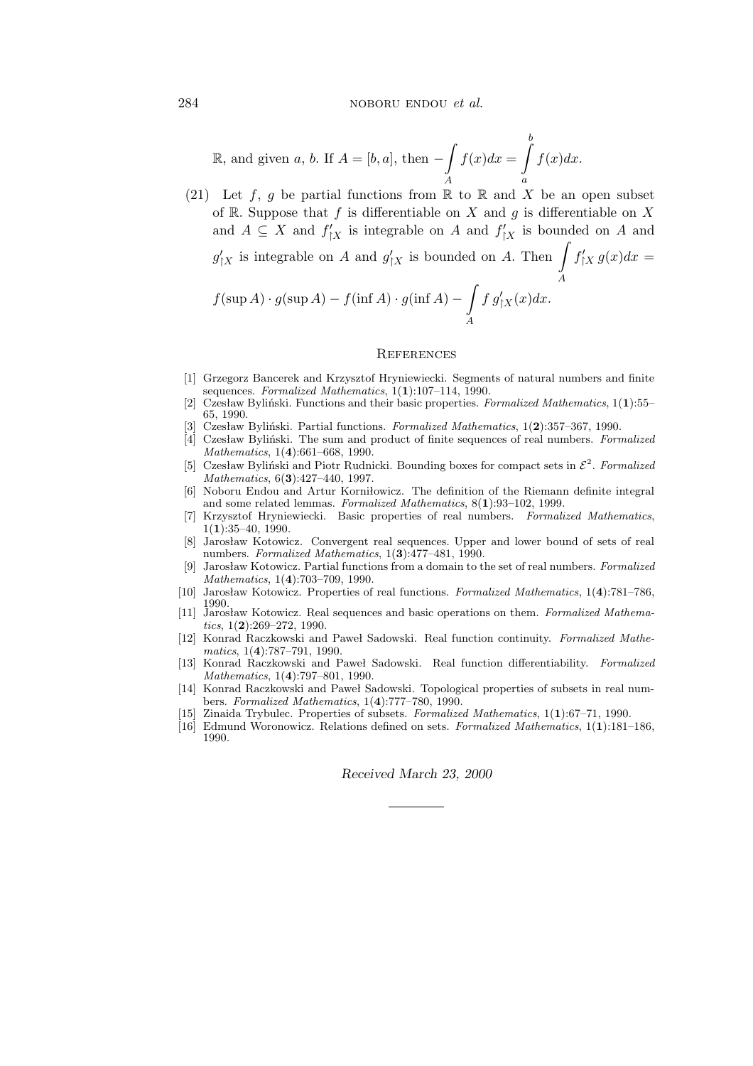$\mathbb{R}$, and given $a$, $b$. If $A = [b, a]$, then $-\int\limits_A f(x)dx = \int\limits_a^b f(x)dx$.

(21) Let $f$, $g$ be partial functions from $\mathbb{R}$ to $\mathbb{R}$ and $X$ be an open subset of $\mathbb{R}$. Suppose that $f$ is differentiable on $X$ and $g$ is differentiable on $X$ and $A \subseteq X$ and $f'_{\restriction X}$ is integrable on $A$ and $f'_{\restriction X}$ is bounded on $A$ and $g'_{\restriction X}$ is integrable on $A$ and $g'_{\restriction X}$ is bounded on $A$. Then $\int\limits_A f'_{\restriction X}\, g(x)dx = f(\sup A) \cdot g(\sup A) - f(\inf A) \cdot g(\inf A) - \int\limits_A f\, g'_{\restriction X}(x)dx$.

## References

[1] Grzegorz Bancerek and Krzysztof Hryniewiecki. Segments of natural numbers and finite sequences. *Formalized Mathematics*, 1(**1**):107–114, 1990.

[2] Czesław Byliński. Functions and their basic properties. *Formalized Mathematics*, 1(**1**):55–65, 1990.

[3] Czesław Byliński. Partial functions. *Formalized Mathematics*, 1(**2**):357–367, 1990.

[4] Czesław Byliński. The sum and product of finite sequences of real numbers. *Formalized Mathematics*, 1(**4**):661–668, 1990.

[5] Czesław Byliński and Piotr Rudnicki. Bounding boxes for compact sets in $\mathcal{E}^2$. *Formalized Mathematics*, 6(**3**):427–440, 1997.

[6] Noboru Endou and Artur Korniłowicz. The definition of the Riemann definite integral and some related lemmas. *Formalized Mathematics*, 8(**1**):93–102, 1999.

[7] Krzysztof Hryniewiecki. Basic properties of real numbers. *Formalized Mathematics*, 1(**1**):35–40, 1990.

[8] Jarosław Kotowicz. Convergent real sequences. Upper and lower bound of sets of real numbers. *Formalized Mathematics*, 1(**3**):477–481, 1990.

[9] Jarosław Kotowicz. Partial functions from a domain to the set of real numbers. *Formalized Mathematics*, 1(**4**):703–709, 1990.

[10] Jarosław Kotowicz. Properties of real functions. *Formalized Mathematics*, 1(**4**):781–786, 1990.

[11] Jarosław Kotowicz. Real sequences and basic operations on them. *Formalized Mathematics*, 1(**2**):269–272, 1990.

[12] Konrad Raczkowski and Paweł Sadowski. Real function continuity. *Formalized Mathematics*, 1(**4**):787–791, 1990.

[13] Konrad Raczkowski and Paweł Sadowski. Real function differentiability. *Formalized Mathematics*, 1(**4**):797–801, 1990.

[14] Konrad Raczkowski and Paweł Sadowski. Topological properties of subsets in real numbers. *Formalized Mathematics*, 1(**4**):777–780, 1990.

[15] Zinaida Trybulec. Properties of subsets. *Formalized Mathematics*, 1(**1**):67–71, 1990.

[16] Edmund Woronowicz. Relations defined on sets. *Formalized Mathematics*, 1(**1**):181–186, 1990.

*Received March 23, 2000*